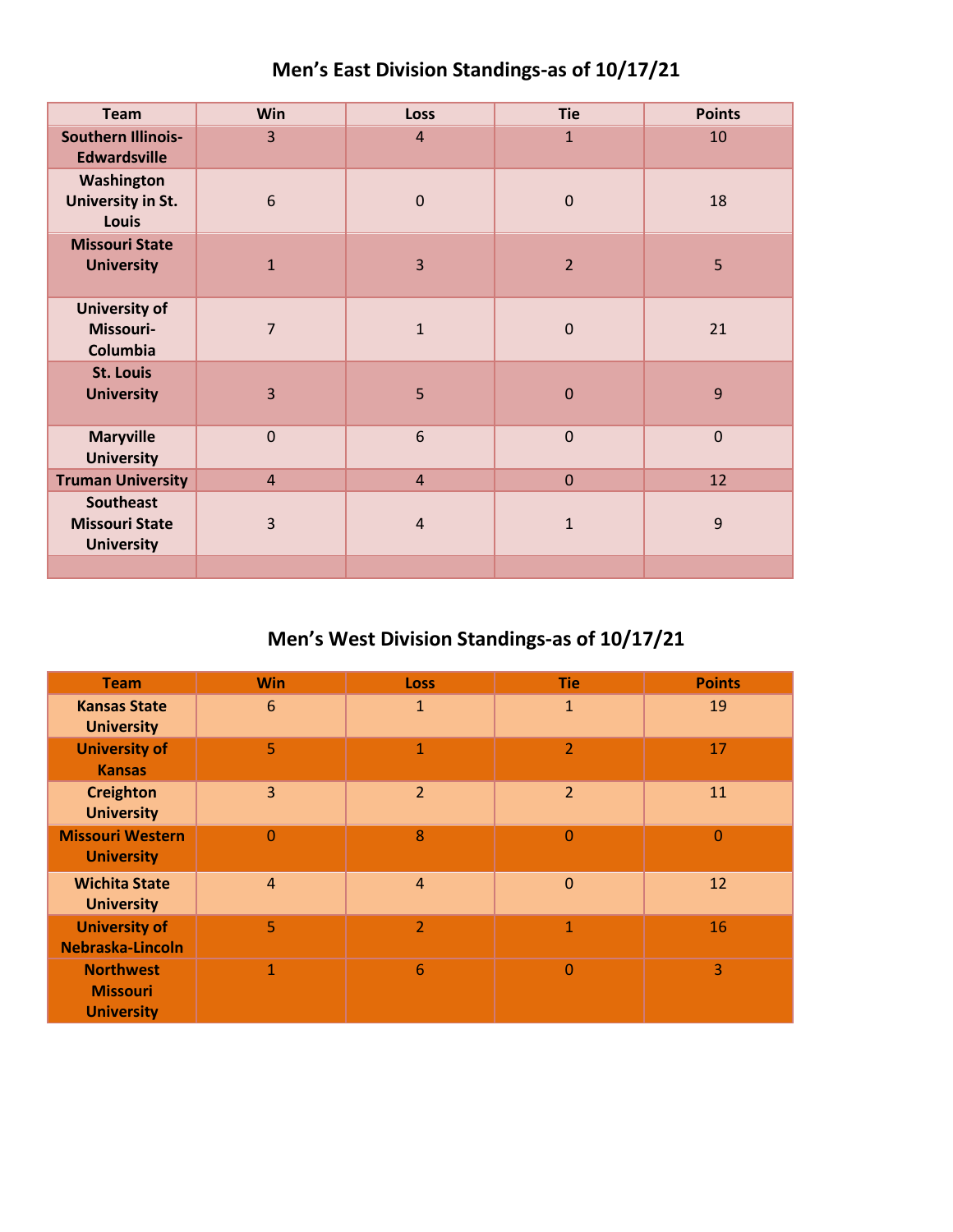# Men's East Division Standings-as of 10/17/21

| Team | Win | Loss | Tie | Points |
|---|---|---|---|---|
| Southern Illinois-Edwardsville | 3 | 4 | 1 | 10 |
| Washington University in St. Louis | 6 | 0 | 0 | 18 |
| Missouri State University | 1 | 3 | 2 | 5 |
| University of Missouri-Columbia | 7 | 1 | 0 | 21 |
| St. Louis University | 3 | 5 | 0 | 9 |
| Maryville University | 0 | 6 | 0 | 0 |
| Truman University | 4 | 4 | 0 | 12 |
| Southeast Missouri State University | 3 | 4 | 1 | 9 |
| | | | | |

# Men's West Division Standings-as of 10/17/21

| Team | Win | Loss | Tie | Points |
|---|---|---|---|---|
| Kansas State University | 6 | 1 | 1 | 19 |
| University of Kansas | 5 | 1 | 2 | 17 |
| Creighton University | 3 | 2 | 2 | 11 |
| Missouri Western University | 0 | 8 | 0 | 0 |
| Wichita State University | 4 | 4 | 0 | 12 |
| University of Nebraska-Lincoln | 5 | 2 | 1 | 16 |
| Northwest Missouri University | 1 | 6 | 0 | 3 |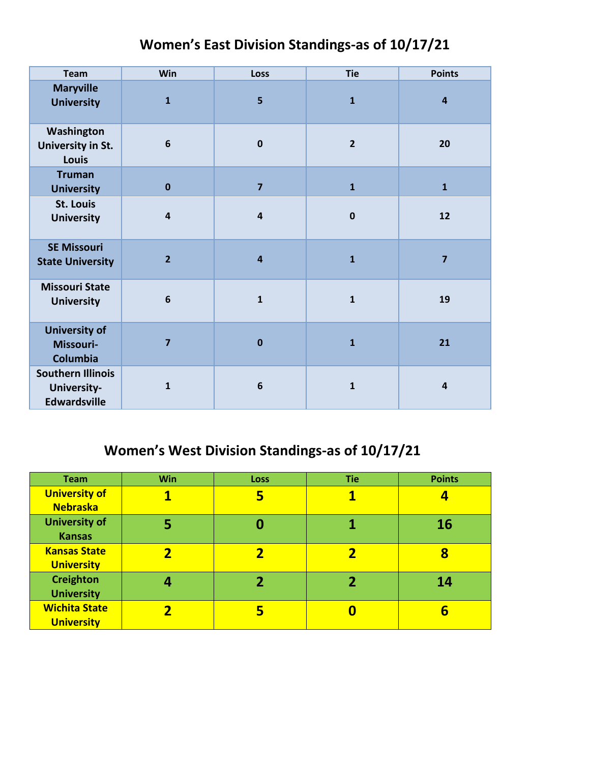## Women's East Division Standings-as of 10/17/21

| Team | Win | Loss | Tie | Points |
|---|---|---|---|---|
| Maryville University | 1 | 5 | 1 | 4 |
| Washington University in St. Louis | 6 | 0 | 2 | 20 |
| Truman University | 0 | 7 | 1 | 1 |
| St. Louis University | 4 | 4 | 0 | 12 |
| SE Missouri State University | 2 | 4 | 1 | 7 |
| Missouri State University | 6 | 1 | 1 | 19 |
| University of Missouri-Columbia | 7 | 0 | 1 | 21 |
| Southern Illinois University-Edwardsville | 1 | 6 | 1 | 4 |

## Women's West Division Standings-as of 10/17/21

| Team | Win | Loss | Tie | Points |
|---|---|---|---|---|
| University of Nebraska | 1 | 5 | 1 | 4 |
| University of Kansas | 5 | 0 | 1 | 16 |
| Kansas State University | 2 | 2 | 2 | 8 |
| Creighton University | 4 | 2 | 2 | 14 |
| Wichita State University | 2 | 5 | 0 | 6 |